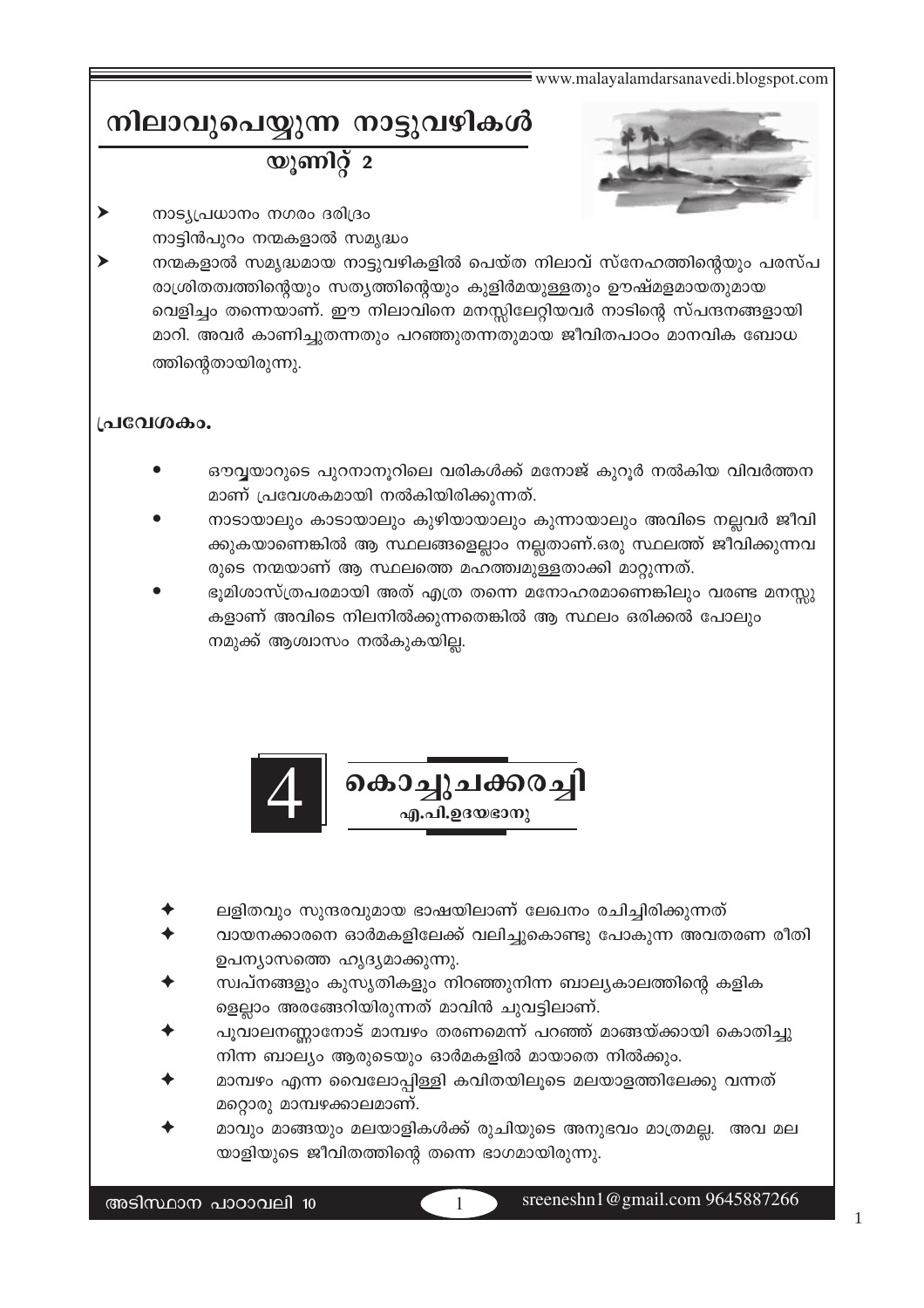# നിലാവുപെയ്യുന്ന നാട്ടുവഴികൾ

## യൂണിറ്റ് 2

- നാട്യപ്രധാനം നഗരം ദരിദ്രം
  നാട്ടിൻപുറം നന്മകളാൽ സമൃദ്ധം
- നന്മകളാൽ സമൃദ്ധമായ നാട്ടുവഴികളിൽ പെയ്ത നിലാവ് സ്നേഹത്തിന്റെയും പരസ്പരാശ്രിതത്വത്തിന്റെയും സത്യത്തിന്റെയും കുളിർമയുള്ളതും ഊഷ്മളമായതുമായ വെളിച്ചം തന്നെയാണ്. ഈ നിലാവിനെ മനസ്സിലേറ്റിയവർ നാടിന്റെ സ്പന്ദനങ്ങളായി മാറി. അവർ കാണിച്ചുതന്നതും പറഞ്ഞുതന്നതുമായ ജീവിതപാഠം മാനവിക ബോധത്തിന്റെതായിരുന്നു.

### പ്രവേശകം.

- ഔവ്വയാറുടെ പുറനാനൂറിലെ വരികൾക്ക് മനോജ് കുറൂർ നൽകിയ വിവർത്തനമാണ് പ്രവേശകമായി നൽകിയിരിക്കുന്നത്.
- നാടായാലും കാടായാലും കുഴിയായാലും കുന്നായാലും അവിടെ നല്ലവർ ജീവിക്കുകയാണെങ്കിൽ ആ സ്ഥലങ്ങളെല്ലാം നല്ലതാണ്.ഒരു സ്ഥലത്ത് ജീവിക്കുന്നവരുടെ നന്മയാണ് ആ സ്ഥലത്തെ മഹത്ത്വമുള്ളതാക്കി മാറ്റുന്നത്.
- ഭൂമിശാസ്ത്രപരമായി അത് എത്ര തന്നെ മനോഹരമാണെങ്കിലും വരണ്ട മനസ്സുകളാണ് അവിടെ നിലനിൽക്കുന്നതെങ്കിൽ ആ സ്ഥലം ഒരിക്കൽ പോലും നമുക്ക് ആശ്വാസം നൽകുകയില്ല.

## 4 കൊച്ചുചക്കരച്ചി

**എ.പി.ഉദയഭാനു**

- ലളിതവും സുന്ദരവുമായ ഭാഷയിലാണ് ലേഖനം രചിച്ചിരിക്കുന്നത്
- വായനക്കാരനെ ഓർമകളിലേക്ക് വലിച്ചുകൊണ്ടു പോകുന്ന അവതരണ രീതി ഉപന്യാസത്തെ ഹൃദ്യമാക്കുന്നു.
- സ്വപ്നങ്ങളും കുസൃതികളും നിറഞ്ഞുനിന്ന ബാല്യകാലത്തിന്റെ കളികളെല്ലാം അരങ്ങേറിയിരുന്നത് മാവിൻ ചുവട്ടിലാണ്.
- പൂവാലനണ്ണാനോട് മാമ്പഴം തരണമെന്ന് പറഞ്ഞ് മാങ്ങയ്ക്കായി കൊതിച്ചു നിന്ന ബാല്യം ആരുടെയും ഓർമകളിൽ മായാതെ നിൽക്കും.
- മാമ്പഴം എന്ന വൈലോപ്പിള്ളി കവിതയിലൂടെ മലയാളത്തിലേക്കു വന്നത് മറ്റൊരു മാമ്പഴക്കാലമാണ്.
- മാവും മാങ്ങയും മലയാളികൾക്ക് രുചിയുടെ അനുഭവം മാത്രമല്ല. അവ മലയാളിയുടെ ജീവിതത്തിന്റെ തന്നെ ഭാഗമായിരുന്നു.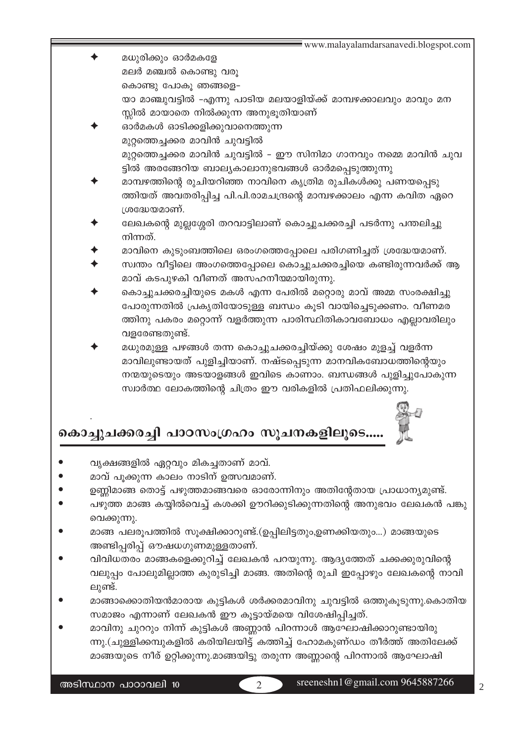- മധുരിക്കും ഓർമകളേ
  മലർ മഞ്ചൽ കൊണ്ടു വരൂ
  കൊണ്ടു പോകൂ ഞങ്ങളെ–
  യാ മാഞ്ചുവട്ടിൽ –എന്നു പാടിയ മലയാളിയ്ക്ക് മാമ്പഴക്കാലവും മാവും മനസ്സിൽ മായാതെ നിൽക്കുന്ന അനുഭൂതിയാണ്
- ഓർമകൾ ഓടിക്കളിക്കുവാനെത്തുന്ന
  മുറ്റത്തെച്ചക്കര മാവിൻ ചുവട്ടിൽ
  മുറ്റത്തെച്ചക്കര മാവിൻ ചുവട്ടിൽ – ഈ സിനിമാ ഗാനവും നമ്മെ മാവിൻ ചുവട്ടിൽ അരങ്ങേറിയ ബാല്യകാലാനുഭവങ്ങൾ ഓർമപ്പെടുത്തുന്നു
- മാമ്പഴത്തിന്റെ രുചിയറിഞ്ഞ നാവിനെ കൃത്രിമ രുചികൾക്കു പണയപ്പെടുത്തിയത് അവതരിപ്പിച്ച പി.പി.രാമചന്ദ്രന്റെ മാമ്പഴക്കാലം എന്ന കവിത ഏറെ ശ്രദ്ധേയമാണ്.
- ലേഖകന്റെ മുല്ലശ്ശേരി തറവാട്ടിലാണ് കൊച്ചുചക്കരച്ചി പടർന്നു പന്തലിച്ചു നിന്നത്.
- മാവിനെ കുടുംബത്തിലെ ഒരംഗത്തെപ്പോലെ പരിഗണിച്ചത് ശ്രദ്ധേയമാണ്.
- സ്വന്തം വീട്ടിലെ അംഗത്തെപ്പോലെ കൊച്ചുചക്കരച്ചിയെ കണ്ടിരുന്നവർക്ക് ആ മാവ് കടപുഴകി വീണത് അസഹനീയമായിരുന്നു.
- കൊച്ചുചക്കരച്ചിയുടെ മകൾ എന്ന പേരിൽ മറ്റൊരു മാവ് അമ്മ സംരക്ഷിച്ചു പോരുന്നതിൽ പ്രകൃതിയോടുള്ള ബന്ധം കൂടി വായിച്ചെടുക്കണം. വീണമരത്തിനു പകരം മറ്റൊന്ന് വളർത്തുന്ന പാരിസ്ഥിതികാവബോധം എല്ലാവരിലും വളരേണ്ടതുണ്ട്.
- മധുരമുള്ള പഴങ്ങൾ തന്ന കൊച്ചുചക്കരച്ചിയ്ക്കു ശേഷം മുളച്ച് വളർന്ന മാവിലുണ്ടായത് പുളിച്ചിയാണ്. നഷ്ടപ്പെടുന്ന മാനവികബോധത്തിന്റെയും നന്മയുടെയും അടയാളങ്ങൾ ഇവിടെ കാണാം. ബന്ധങ്ങൾ പുളിച്ചുപോകുന്ന സ്വാർത്ഥ ലോകത്തിന്റെ ചിത്രം ഈ വരികളിൽ പ്രതിഫലിക്കുന്നു.

## കൊച്ചുചക്കരച്ചി പാഠസംഗ്രഹം സൂചനകളിലൂടെ.....

- വൃക്ഷങ്ങളിൽ ഏറ്റവും മികച്ചതാണ് മാവ്.
- മാവ് പൂക്കുന്ന കാലം നാടിന് ഉത്സവമാണ്.
- ഉണ്ണിമാങ്ങ തൊട്ട് പഴുത്തമാങ്ങവരെ ഓരോന്നിനും അതിന്റേതായ പ്രാധാന്യമുണ്ട്.
- പഴുത്ത മാങ്ങ കയ്യിൽവെച്ച് കശക്കി ഊറിക്കുടിക്കുന്നതിന്റെ അനുഭവം ലേഖകൻ പങ്കു വെക്കുന്നു.
- മാങ്ങ പലരൂപത്തിൽ സൂക്ഷിക്കാറുണ്ട്.(ഉപ്പിലിട്ടതും,ഉണക്കിയതും...) മാങ്ങയുടെ അണ്ടിപ്പരിപ്പ് ഔഷധഗുണമുള്ളതാണ്.
- വിവിധതരം മാങ്ങകളെക്കുറിച്ച് ലേഖകൻ പറയുന്നു. ആദ്യത്തേത് ചക്കക്കുരുവിന്റെ വലുപ്പം പോലുമില്ലാത്ത കുരുടിച്ചി മാങ്ങ. അതിന്റെ രുചി ഇപ്പോഴും ലേഖകന്റെ നാവിലുണ്ട്.
- മാങ്ങാക്കൊതിയൻമാരായ കുട്ടികൾ ശർക്കരമാവിനു ചുവട്ടിൽ ഒത്തുകൂടുന്നു.കൊതിയ സമാജം എന്നാണ് ലേഖകൻ ഈ കൂട്ടായ്മയെ വിശേഷിപ്പിച്ചത്.
- മാവിനു ചുററും നിന്ന് കുട്ടികൾ അണ്ണാൻ പിറന്നാൾ ആഘോഷിക്കാറുണ്ടായിരുന്നു.(ചുള്ളിക്കമ്പുകളിൽ കരിയിലയിട്ട് കത്തിച്ച് ഹോമകുണ്ഡം തീർത്ത് അതിലേക്ക് മാങ്ങയുടെ നീര് ഉറ്റിക്കുന്നു.മാങ്ങയിട്ടു തരുന്ന അണ്ണാന്റെ പിറന്നാൾ ആഘോഷി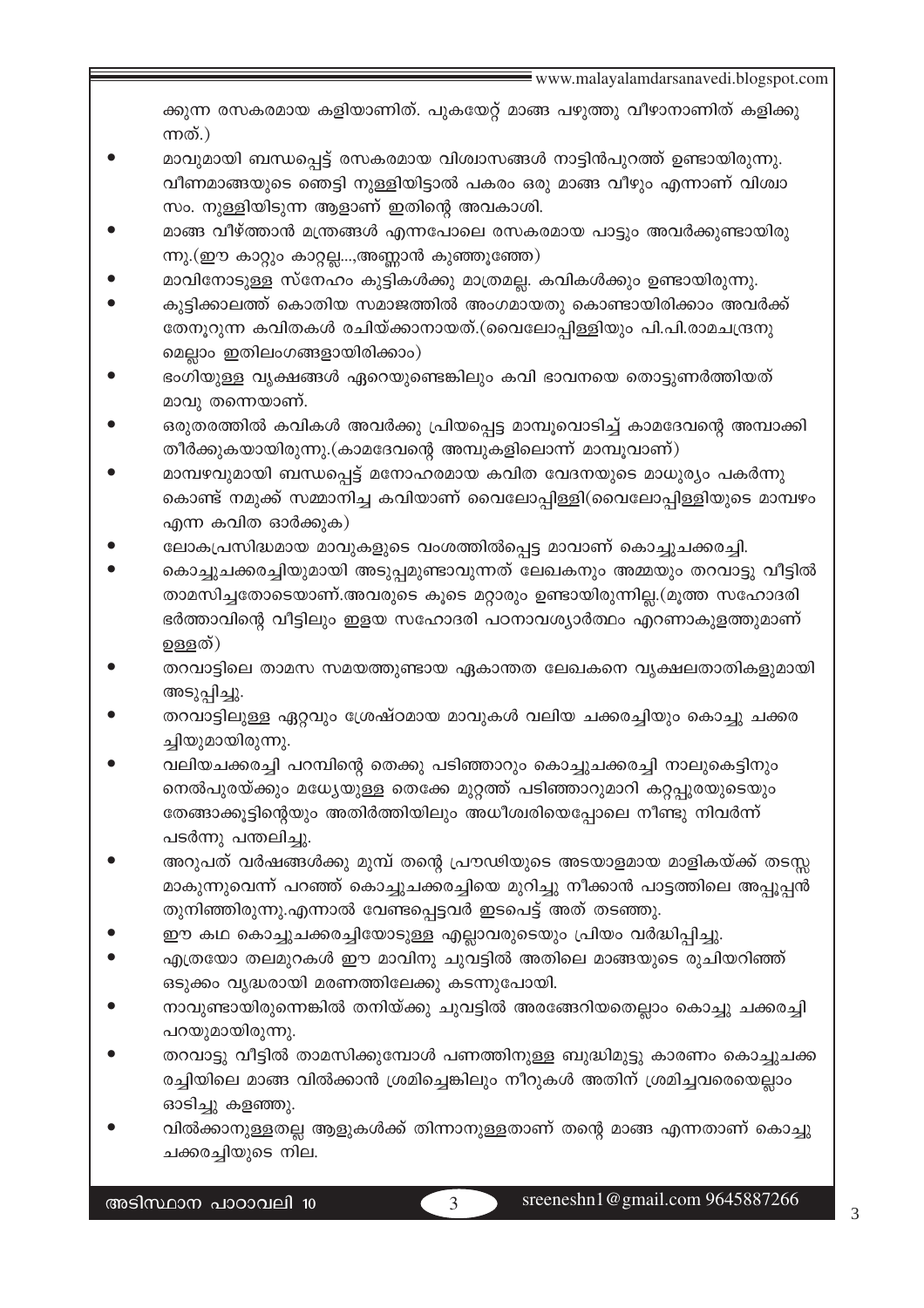ക്കുന്ന രസകരമായ കളിയാണിത്. പുകയേറ്റ് മാങ്ങ പഴുത്തു വീഴാനാണിത് കളിക്കുന്നത്.)

- മാവുമായി ബന്ധപ്പെട്ട് രസകരമായ വിശ്വാസങ്ങൾ നാട്ടിൻപുറത്ത് ഉണ്ടായിരുന്നു. വീണമാങ്ങയുടെ ഞെട്ടി നുള്ളിയിട്ടാൽ പകരം ഒരു മാങ്ങ വീഴും എന്നാണ് വിശ്വാസം. നുള്ളിയിടുന്ന ആളാണ് ഇതിന്റെ അവകാശി.
- മാങ്ങ വീഴ്ത്താൻ മന്ത്രങ്ങൾ എന്നപോലെ രസകരമായ പാട്ടും അവർക്കുണ്ടായിരുന്നു.(ഈ കാറ്റും കാറ്റല്ല...,അണ്ണാൻ കുഞ്ഞൂഞ്ഞേ)
- മാവിനോടുള്ള സ്നേഹം കുട്ടികൾക്കു മാത്രമല്ല. കവികൾക്കും ഉണ്ടായിരുന്നു.
- കുട്ടിക്കാലത്ത് കൊതിയ സമാജത്തിൽ അംഗമായതു കൊണ്ടായിരിക്കാം അവർക്ക് തേനൂറുന്ന കവിതകൾ രചിയ്ക്കാനായത്.(വൈലോപ്പിള്ളിയും പി.പി.രാമചന്ദ്രനുമെല്ലാം ഇതിലംഗങ്ങളായിരിക്കാം)
- ഭംഗിയുള്ള വൃക്ഷങ്ങൾ ഏറെയുണ്ടെങ്കിലും കവി ഭാവനയെ തൊട്ടുണർത്തിയത് മാവു തന്നെയാണ്.
- ഒരുതരത്തിൽ കവികൾ അവർക്കു പ്രിയപ്പെട്ട മാമ്പൂവൊടിച്ച് കാമദേവന്റെ അമ്പാക്കി തീർക്കുകയായിരുന്നു.(കാമദേവന്റെ അമ്പുകളിലൊന്ന് മാമ്പൂവാണ്)
- മാമ്പഴവുമായി ബന്ധപ്പെട്ട് മനോഹരമായ കവിത വേദനയുടെ മാധുര്യം പകർന്നു കൊണ്ട് നമുക്ക് സമ്മാനിച്ച കവിയാണ് വൈലോപ്പിള്ളി(വൈലോപ്പിള്ളിയുടെ മാമ്പഴം എന്ന കവിത ഓർക്കുക)
- ലോകപ്രസിദ്ധമായ മാവുകളുടെ വംശത്തിൽപ്പെട്ട മാവാണ് കൊച്ചുചക്കരച്ചി.
- കൊച്ചുചക്കരച്ചിയുമായി അടുപ്പമുണ്ടാവുന്നത് ലേഖകനും അമ്മയും തറവാട്ടു വീട്ടിൽ താമസിച്ചതോടെയാണ്.അവരുടെ കൂടെ മറ്റാരും ഉണ്ടായിരുന്നില്ല.(മൂത്ത സഹോദരി ഭർത്താവിന്റെ വീട്ടിലും ഇളയ സഹോദരി പഠനാവശ്യാർത്ഥം എറണാകുളത്തുമാണ് ഉള്ളത്)
- തറവാട്ടിലെ താമസ സമയത്തുണ്ടായ ഏകാന്തത ലേഖകനെ വൃക്ഷലതാതികളുമായി അടുപ്പിച്ചു.
- തറവാട്ടിലുള്ള ഏറ്റവും ശ്രേഷ്ഠമായ മാവുകൾ വലിയ ചക്കരച്ചിയും കൊച്ചു ചക്കരച്ചിയുമായിരുന്നു.
- വലിയചക്കരച്ചി പറമ്പിന്റെ തെക്കു പടിഞ്ഞാറും കൊച്ചുചക്കരച്ചി നാലുകെട്ടിനും നെൽപുരയ്ക്കും മധ്യേയുള്ള തെക്കേ മുറ്റത്ത് പടിഞ്ഞാറുമാറി കറ്റപ്പുരയുടെയും തേങ്ങാക്കൂട്ടിന്റെയും അതിർത്തിയിലും അധീശ്വരിയെപ്പോലെ നീണ്ടു നിവർന്ന് പടർന്നു പന്തലിച്ചു.
- അറുപത് വർഷങ്ങൾക്കു മുമ്പ് തന്റെ പ്രൗഢിയുടെ അടയാളമായ മാളികയ്ക്ക് തടസ്സമാകുന്നുവെന്ന് പറഞ്ഞ് കൊച്ചുചക്കരച്ചിയെ മുറിച്ചു നീക്കാൻ പാട്ടത്തിലെ അപ്പൂപ്പൻ തുനിഞ്ഞിരുന്നു.എന്നാൽ വേണ്ടപ്പെട്ടവർ ഇടപെട്ട് അത് തടഞ്ഞു.
- ഈ കഥ കൊച്ചുചക്കരച്ചിയോടുള്ള എല്ലാവരുടെയും പ്രിയം വർദ്ധിപ്പിച്ചു.
- എത്രയോ തലമുറകൾ ഈ മാവിനു ചുവട്ടിൽ അതിലെ മാങ്ങയുടെ രുചിയറിഞ്ഞ് ഒടുക്കം വൃദ്ധരായി മരണത്തിലേക്കു കടന്നുപോയി.
- നാവുണ്ടായിരുന്നെങ്കിൽ തനിയ്ക്കു ചുവട്ടിൽ അരങ്ങേറിയതെല്ലാം കൊച്ചു ചക്കരച്ചി പറയുമായിരുന്നു.
- തറവാട്ടു വീട്ടിൽ താമസിക്കുമ്പോൾ പണത്തിനുള്ള ബുദ്ധിമുട്ടു കാരണം കൊച്ചുചക്കരച്ചിയിലെ മാങ്ങ വിൽക്കാൻ ശ്രമിച്ചെങ്കിലും നീറുകൾ അതിന് ശ്രമിച്ചവരെയെല്ലാം ഓടിച്ചു കളഞ്ഞു.
- വിൽക്കാനുള്ളതല്ല ആളുകൾക്ക് തിന്നാനുള്ളതാണ് തന്റെ മാങ്ങ എന്നതാണ് കൊച്ചു ചക്കരച്ചിയുടെ നില.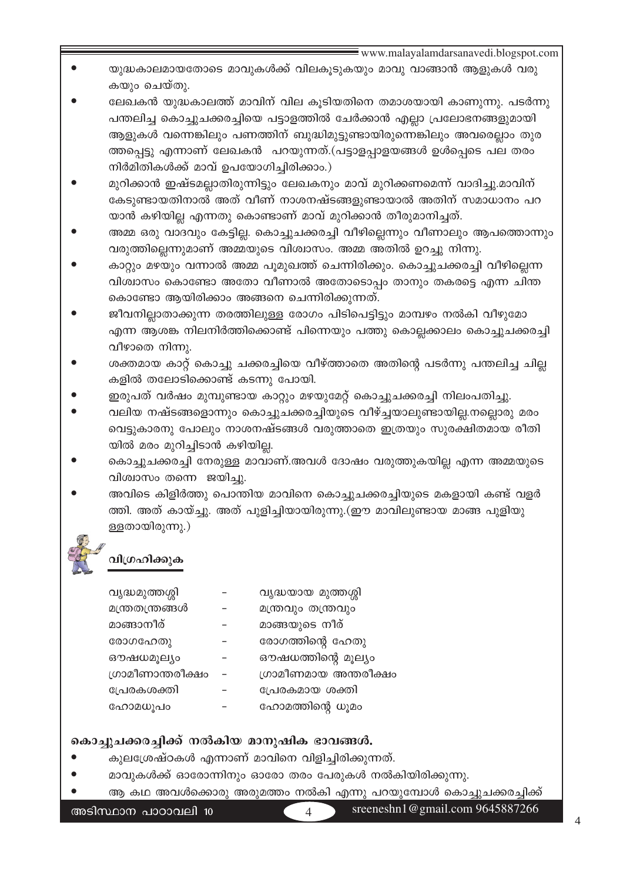- യുദ്ധകാലമായതോടെ മാവുകൾക്ക് വിലകൂടുകയും മാവു വാങ്ങാൻ ആളുകൾ വരുകയും ചെയ്തു.
- ലേഖകൻ യുദ്ധകാലത്ത് മാവിന് വില കൂടിയതിനെ തമാശയായി കാണുന്നു. പടർന്നു പന്തലിച്ച കൊച്ചുചക്കരച്ചിയെ പട്ടാളത്തിൽ ചേർക്കാൻ എല്ലാ പ്രലോഭനങ്ങളുമായി ആളുകൾ വന്നെങ്കിലും പണത്തിന് ബുദ്ധിമുട്ടുണ്ടായിരുന്നെങ്കിലും അവരെല്ലാം തുരത്തപ്പെട്ടു എന്നാണ് ലേഖകൻ പറയുന്നത്.(പട്ടാളപ്പാളയങ്ങൾ ഉൾപ്പെടെ പല തരം നിർമിതികൾക്ക് മാവ് ഉപയോഗിച്ചിരിക്കാം.)
- മുറിക്കാൻ ഇഷ്ടമല്ലാതിരുന്നിട്ടും ലേഖകനും മാവ് മുറിക്കണമെന്ന് വാദിച്ചു.മാവിന് കേടുണ്ടായതിനാൽ അത് വീണ് നാശനഷ്ടങ്ങളുണ്ടായാൽ അതിന് സമാധാനം പറയാൻ കഴിയില്ല എന്നതു കൊണ്ടാണ് മാവ് മുറിക്കാൻ തീരുമാനിച്ചത്.
- അമ്മ ഒരു വാദവും കേട്ടില്ല. കൊച്ചുചക്കരച്ചി വീഴില്ലെന്നും വീണാലും ആപത്തൊന്നും വരുത്തില്ലെന്നുമാണ് അമ്മയുടെ വിശ്വാസം. അമ്മ അതിൽ ഉറച്ചു നിന്നു.
- കാറ്റും മഴയും വന്നാൽ അമ്മ പൂമുഖത്ത് ചെന്നിരിക്കും. കൊച്ചുചക്കരച്ചി വീഴില്ലെന്ന വിശ്വാസം കൊണ്ടോ അതോ വീണാൽ അതോടൊപ്പം താനും തകരട്ടെ എന്ന ചിന്ത കൊണ്ടോ ആയിരിക്കാം അങ്ങനെ ചെന്നിരിക്കുന്നത്.
- ജീവനില്ലാതാക്കുന്ന തരത്തിലുള്ള രോഗം പിടിപെട്ടിട്ടും മാമ്പഴം നൽകി വീഴുമോ എന്ന ആശങ്ക നിലനിർത്തിക്കൊണ്ട് പിന്നെയും പത്തു കൊല്ലക്കാലം കൊച്ചുചക്കരച്ചി വീഴാതെ നിന്നു.
- ശക്തമായ കാറ്റ് കൊച്ചു ചക്കരച്ചിയെ വീഴ്ത്താതെ അതിന്റെ പടർന്നു പന്തലിച്ച ചില്ലകളിൽ തലോടിക്കൊണ്ട് കടന്നു പോയി.
- ഇരുപത് വർഷം മുമ്പുണ്ടായ കാറ്റും മഴയുമേറ്റ് കൊച്ചുചക്കരച്ചി നിലംപതിച്ചു.
- വലിയ നഷ്ടങ്ങളൊന്നും കൊച്ചുചക്കരച്ചിയുടെ വീഴ്ച്ചയാലുണ്ടായില്ല.നല്ലൊരു മരം വെട്ടുകാരനു പോലും നാശനഷ്ടങ്ങൾ വരുത്താതെ ഇത്രയും സുരക്ഷിതമായ രീതിയിൽ മരം മുറിച്ചിടാൻ കഴിയില്ല.
- കൊച്ചുചക്കരച്ചി നേരുള്ള മാവാണ്.അവൾ ദോഷം വരുത്തുകയില്ല എന്ന അമ്മയുടെ വിശ്വാസം തന്നെ ജയിച്ചു.
- അവിടെ കിളിർത്തു പൊന്തിയ മാവിനെ കൊച്ചുചക്കരച്ചിയുടെ മകളായി കണ്ട് വളർത്തി. അത് കായ്ച്ചു. അത് പുളിച്ചിയായിരുന്നു.(ഈ മാവിലുണ്ടായ മാങ്ങ പുളിയുള്ളതായിരുന്നു.)

## വിഗ്രഹിക്കുക

| | | |
|---|---|---|
| വൃദ്ധമുത്തശ്ശി | - | വൃദ്ധയായ മുത്തശ്ശി |
| മന്ത്രതന്ത്രങ്ങൾ | - | മന്ത്രവും തന്ത്രവും |
| മാങ്ങാനീര് | - | മാങ്ങയുടെ നീര് |
| രോഗഹേതു | - | രോഗത്തിന്റെ ഹേതു |
| ഔഷധമൂല്യം | - | ഔഷധത്തിന്റെ മൂല്യം |
| ഗ്രാമീണാന്തരീക്ഷം | - | ഗ്രാമീണമായ അന്തരീക്ഷം |
| പ്രേരകശക്തി | - | പ്രേരകമായ ശക്തി |
| ഹോമധൂപം | - | ഹോമത്തിന്റെ ധൂമം |

## കൊച്ചുചക്കരച്ചിക്ക് നൽകിയ മാനുഷിക ഭാവങ്ങൾ.

- കുലശ്രേഷ്ഠകൾ എന്നാണ് മാവിനെ വിളിച്ചിരിക്കുന്നത്.
- മാവുകൾക്ക് ഓരോന്നിനും ഓരോ തരം പേരുകൾ നൽകിയിരിക്കുന്നു.
- ആ കഥ അവൾക്കൊരു അരുമത്തം നൽകി എന്നു പറയുമ്പോൾ കൊച്ചുചക്കരച്ചിക്ക്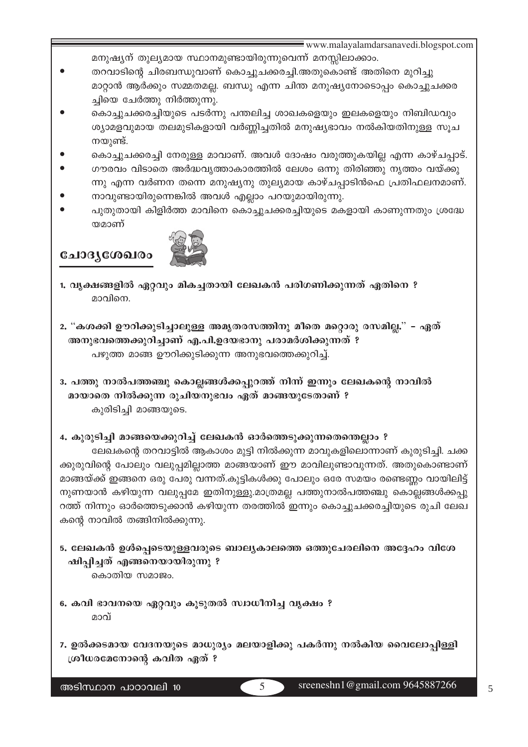മനുഷ്യന് തുല്യമായ സ്ഥാനമുണ്ടായിരുന്നുവെന്ന് മനസ്സിലാക്കാം.

- തറവാടിന്റെ ചിരബന്ധുവാണ് കൊച്ചുചക്കരച്ചി.അതുകൊണ്ട് അതിനെ മുറിച്ചു മാറ്റാൻ ആർക്കും സമ്മതമല്ല. ബന്ധു എന്ന ചിന്ത മനുഷ്യനോടൊപ്പം കൊച്ചുചക്കരച്ചിയെ ചേർത്തു നിർത്തുന്നു.
- കൊച്ചുചക്കരച്ചിയുടെ പടർന്നു പന്തലിച്ച ശാഖകളെയും ഇലകളെയും നിബിഡവും ശ്യാമളവുമായ തലമുടികളായി വർണ്ണിച്ചതിൽ മനുഷ്യഭാവം നൽകിയതിനുള്ള സൂചനയുണ്ട്.
- കൊച്ചുചക്കരച്ചി നേരുള്ള മാവാണ്. അവൾ ദോഷം വരുത്തുകയില്ല എന്ന കാഴ്ചപ്പാട്.
- ഗൗരവം വിടാതെ അർദ്ധവൃത്താകാരത്തിൽ ലേശം ഒന്നു തിരിഞ്ഞു നൃത്തം വയ്ക്കുന്നു എന്ന വർണന തന്നെ മനുഷ്യനു തുല്യമായ കാഴ്ചപ്പാടിൻഫെ പ്രതിഫലനമാണ്.
- നാവുണ്ടായിരുന്നെങ്കിൽ അവൾ എല്ലാം പറയുമായിരുന്നു.
- പുതുതായി കിളിർത്ത മാവിനെ കൊച്ചുചക്കരച്ചിയുടെ മകളായി കാണുന്നതും ശ്രദ്ധേയമാണ്

## ചോദ്യശേഖരം

**1. വൃക്ഷങ്ങളിൽ ഏറ്റവും മികച്ചതായി ലേഖകൻ പരിഗണിക്കുന്നത് ഏതിനെ ?**

മാവിനെ.

**2. ''കശക്കി ഊറിക്കുടിച്ചാലുള്ള അമൃതരസത്തിനു മീതെ മറ്റൊരു രസമില്ല.'' – ഏത് അനുഭവത്തെക്കുറിച്ചാണ് എ.പി.ഉദയഭാനു പരാമർശിക്കുന്നത് ?**

പഴുത്ത മാങ്ങ ഊറിക്കുടിക്കുന്ന അനുഭവത്തെക്കുറിച്ച്.

**3. പത്തു നാൽപത്തഞ്ചു കൊല്ലങ്ങൾക്കപ്പുറത്ത് നിന്ന് ഇന്നും ലേഖകന്റെ നാവിൽ മായാതെ നിൽക്കുന്ന രുചിയനുഭവം ഏത് മാങ്ങയുടേതാണ് ?**

കുരിടിച്ചി മാങ്ങയുടെ.

**4. കുരുടിച്ചി മാങ്ങയെക്കുറിച്ച് ലേഖകൻ ഓർത്തെടുക്കുന്നതെന്തെല്ലാം ?**

ലേഖകന്റെ തറവാട്ടിൽ ആകാശം മുട്ടി നിൽക്കുന്ന മാവുകളിലൊന്നാണ് കുരുടിച്ചി. ചക്കക്കുരുവിന്റെ പോലും വലുപ്പമില്ലാത്ത മാങ്ങയാണ് ഈ മാവിലുണ്ടാവുന്നത്. അതുകൊണ്ടാണ് മാങ്ങയ്ക്ക് ഇങ്ങനെ ഒരു പേരു വന്നത്.കുട്ടികൾക്കു പോലും ഒരേ സമയം രണ്ടെണ്ണം വായിലിട്ട് നുണയാൻ കഴിയുന്ന വലുപ്പമേ ഇതിനുള്ളു.മാത്രമല്ല പത്തുനാൽപത്തഞ്ചു കൊല്ലങ്ങൾക്കപ്പുറത്ത് നിന്നും ഓർത്തെടുക്കാൻ കഴിയുന്ന തരത്തിൽ ഇന്നും കൊച്ചുചക്കരച്ചിയുടെ രുചി ലേഖകന്റെ നാവിൽ തങ്ങിനിൽക്കുന്നു.

**5. ലേഖകൻ ഉൾപ്പെടെയുള്ളവരുടെ ബാല്യകാലത്തെ ഒത്തുചേരലിനെ അദ്ദേഹം വിശേഷിപ്പിച്ചത് എങ്ങനെയായിരുന്നു ?**

കൊതിയ സമാജം.

**6. കവി ഭാവനയെ ഏറ്റവും കൂടുതൽ സ്വാധീനിച്ച വൃക്ഷം ?**

മാവ്

**7. ഉൽക്കടമായ വേദനയുടെ മാധുര്യം മലയാളിക്കു പകർന്നു നൽകിയ വൈലോപ്പിള്ളി ശ്രീധരമേനോന്റെ കവിത ഏത് ?**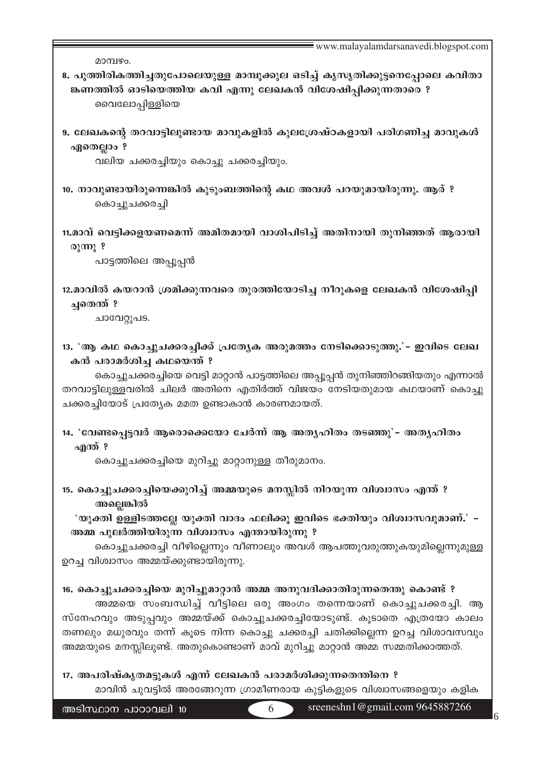മാമ്പഴം.

**8. പൂത്തിരികത്തിച്ചതുപോലെയുള്ള മാമ്പൂക്കുല ഒടിച്ച് കൃസൃതിക്കുട്ടനെപ്പോലെ കവിതാങ്കണത്തിൽ ഓടിയെത്തിയ കവി എന്നു ലേഖകൻ വിശേഷിപ്പിക്കുന്നതാരെ ?**

വൈലോപ്പിള്ളിയെ

**9. ലേഖകന്റെ തറവാട്ടിലുണ്ടായ മാവുകളിൽ കുലശ്രേഷ്ഠകളായി പരിഗണിച്ച മാവുകൾ ഏതെല്ലാം ?**

വലിയ ചക്കരച്ചിയും കൊച്ചു ചക്കരച്ചിയും.

**10. നാവുണ്ടായിരുന്നെങ്കിൽ കുടുംബത്തിന്റെ കഥ അവൾ പറയുമായിരുന്നു. ആര് ?**

കൊച്ചുചക്കരച്ചി

**11.മാവ് വെട്ടിക്കളയണമെന്ന് അമിതമായി വാശിപിടിച്ച് അതിനായി തുനിഞ്ഞത് ആരായിരുന്നു ?**

പാട്ടത്തിലെ അപ്പൂപ്പൻ

**12.മാവിൽ കയറാൻ ശ്രമിക്കുന്നവരെ തുരത്തിയോടിച്ച നീറുകളെ ലേഖകൻ വിശേഷിപ്പിച്ചതെന്ത് ?**

ചാവേറ്റുപട.

**13. 'ആ കഥ കൊച്ചുചക്കരച്ചിക്ക് പ്രത്യേക അരുമത്തം നേടിക്കൊടുത്തു.'– ഇവിടെ ലേഖകൻ പരാമർശിച്ച കഥയെന്ത് ?**

കൊച്ചുചക്കരച്ചിയെ വെട്ടി മാറ്റാൻ പാട്ടത്തിലെ അപ്പൂപ്പൻ തുനിഞ്ഞിറങ്ങിയതും എന്നാൽ തറവാട്ടിലുള്ളവരിൽ ചിലർ അതിനെ എതിർത്ത് വിജയം നേടിയതുമായ കഥയാണ് കൊച്ചു ചക്കരച്ചിയോട് പ്രത്യേക മമത ഉണ്ടാകാൻ കാരണമായത്.

**14. 'വേണ്ടപ്പെട്ടവർ ആരൊക്കെയോ ചേർന്ന് ആ അത്യഹിതം തടഞ്ഞു'– അത്യഹിതം എന്ത് ?**

കൊച്ചുചക്കരച്ചിയെ മുറിച്ചു മാറ്റാനുള്ള തീരുമാനം.

**15. കൊച്ചുചക്കരച്ചിയെക്കുറിച്ച് അമ്മയുടെ മനസ്സിൽ നിറയുന്ന വിശ്വാസം എന്ത് ?**
**അല്ലെങ്കിൽ**
**'യുക്തി ഉള്ളിടത്തല്ലേ യുക്തി വാദം ഫലിക്കൂ ഇവിടെ ഭക്തിയും വിശ്വാസവുമാണ്.' – അമ്മ പുലർത്തിയിരുന്ന വിശ്വാസം എന്തായിരുന്നു ?**

കൊച്ചുചക്കരച്ചി വീഴില്ലെന്നും വീണാലും അവൾ ആപത്തുവരുത്തുകയുമില്ലെന്നുമുള്ള ഉറച്ച വിശ്വാസം അമ്മയ്ക്കുണ്ടായിരുന്നു.

**16. കൊച്ചുചക്കരച്ചിയെ മുറിച്ചുമാറ്റാൻ അമ്മ അനുവദിക്കാതിരുന്നതെന്തു കൊണ്ട് ?**

അമ്മയെ സംബന്ധിച്ച് വീട്ടിലെ ഒരു അംഗം തന്നെയാണ് കൊച്ചുചക്കരച്ചി. ആ സ്നേഹവും അടുപ്പവും അമ്മയ്ക്ക് കൊച്ചുചക്കരച്ചിയോടുണ്ട്. കൂടാതെ എത്രയോ കാലം തണലും മധുരവും തന്ന് കൂടെ നിന്ന കൊച്ചു ചക്കരച്ചി ചതിക്കില്ലെന്ന ഉറച്ച വിശാവസവും അമ്മയുടെ മനസ്സിലുണ്ട്. അതുകൊണ്ടാണ് മാവ് മുറിച്ചു മാറ്റാൻ അമ്മ സമ്മതിക്കാത്തത്.

**17. അപരിഷ്കൃതമട്ടുകൾ എന്ന് ലേഖകൻ പരാമർശിക്കുന്നതെന്തിനെ ?**

മാവിൻ ചുവട്ടിൽ അരങ്ങേറുന്ന ഗ്രാമീണരായ കുട്ടികളുടെ വിശ്വാസങ്ങളെയും കളിക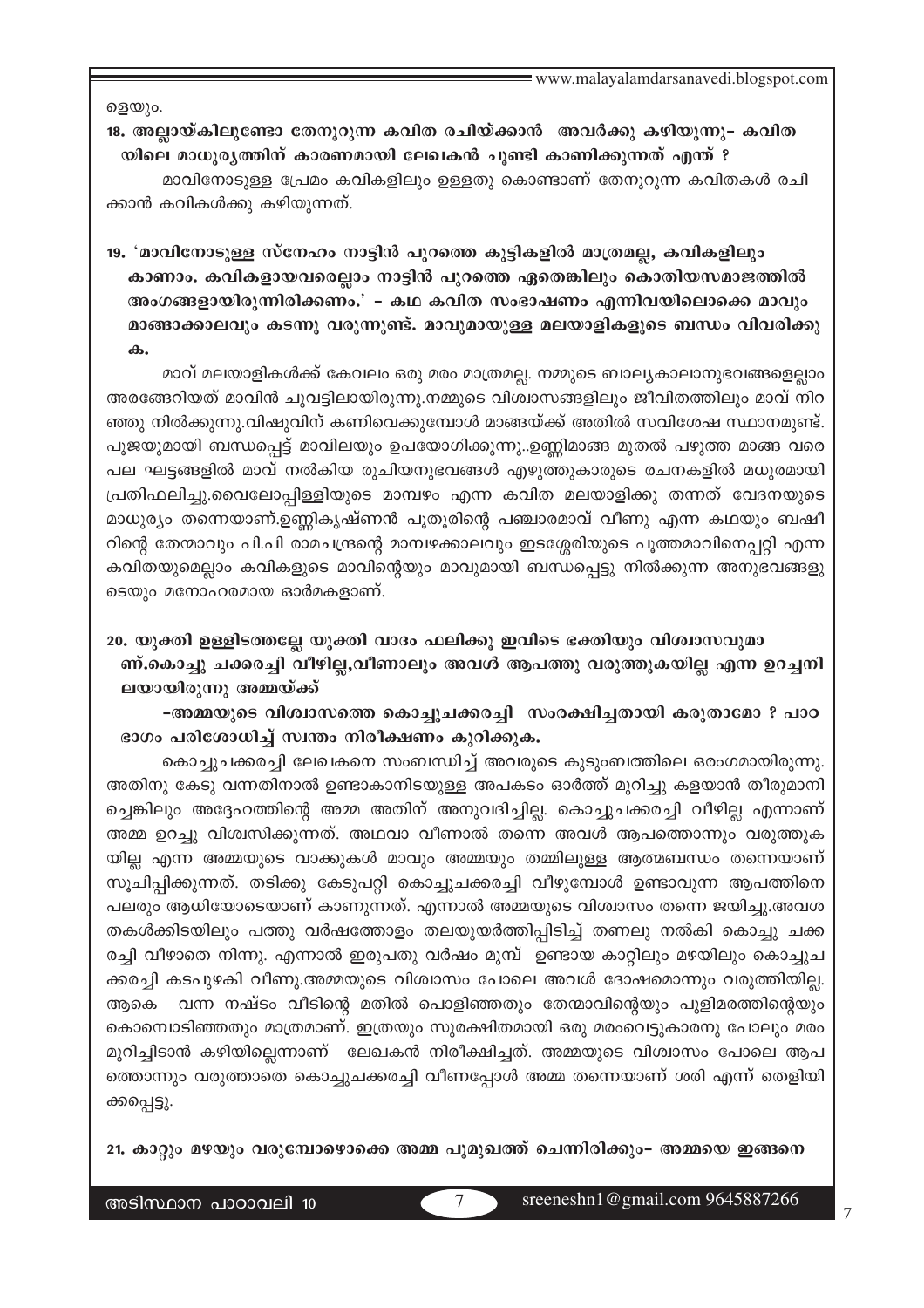ളെയും.

**18. അല്ലായ്കിലുണ്ടോ തേനൂറുന്ന കവിത രചിയ്ക്കാൻ അവർക്കു കഴിയുന്നു- കവിതയിലെ മാധുര്യത്തിന് കാരണമായി ലേഖകൻ ചൂണ്ടി കാണിക്കുന്നത് എന്ത് ?**

മാവിനോടുള്ള പ്രേമം കവികളിലും ഉള്ളതു കൊണ്ടാണ് തേനൂറുന്ന കവിതകൾ രചിക്കാൻ കവികൾക്കു കഴിയുന്നത്.

**19. 'മാവിനോടുള്ള സ്നേഹം നാട്ടിൻ പുറത്തെ കുട്ടികളിൽ മാത്രമല്ല, കവികളിലും കാണാം. കവികളായവരെല്ലാം നാട്ടിൻ പുറത്തെ ഏതെങ്കിലും കൊതിയസമാജത്തിൽ അംഗങ്ങളായിരുന്നിരിക്കണം.' - കഥ കവിത സംഭാഷണം എന്നിവയിലൊക്കെ മാവും മാങ്ങാക്കാലവും കടന്നു വരുന്നുണ്ട്. മാവുമായുള്ള മലയാളികളുടെ ബന്ധം വിവരിക്കുക.**

മാവ് മലയാളികൾക്ക് കേവലം ഒരു മരം മാത്രമല്ല. നമ്മുടെ ബാല്യകാലാനുഭവങ്ങളെല്ലാം അരങ്ങേറിയത് മാവിൻ ചുവട്ടിലായിരുന്നു.നമ്മുടെ വിശ്വാസങ്ങളിലും ജീവിതത്തിലും മാവ് നിറഞ്ഞു നിൽക്കുന്നു.വിഷുവിന് കണിവെക്കുമ്പോൾ മാങ്ങയ്ക്ക് അതിൽ സവിശേഷ സ്ഥാനമുണ്ട്. പൂജയുമായി ബന്ധപ്പെട്ട് മാവിലയും ഉപയോഗിക്കുന്നു..ഉണ്ണിമാങ്ങ മുതൽ പഴുത്ത മാങ്ങ വരെ പല ഘട്ടങ്ങളിൽ മാവ് നൽകിയ രുചിയനുഭവങ്ങൾ എഴുത്തുകാരുടെ രചനകളിൽ മധുരമായി പ്രതിഫലിച്ചു.വൈലോപ്പിള്ളിയുടെ മാമ്പഴം എന്ന കവിത മലയാളിക്കു തന്നത് വേദനയുടെ മാധുര്യം തന്നെയാണ്.ഉണ്ണികൃഷ്ണൻ പൂതൂരിന്റെ പഞ്ചാരമാവ് വീണു എന്ന കഥയും ബഷീറിന്റെ തേന്മാവും പി.പി രാമചന്ദ്രന്റെ മാമ്പഴക്കാലവും ഇടശ്ശേരിയുടെ പൂത്തമാവിനെപ്പറ്റി എന്ന കവിതയുമെല്ലാം കവികളുടെ മാവിന്റെയും മാവുമായി ബന്ധപ്പെട്ടു നിൽക്കുന്ന അനുഭവങ്ങളുടെയും മനോഹരമായ ഓർമകളാണ്.

**20. യുക്തി ഉള്ളിടത്തല്ലേ യുക്തി വാദം ഫലിക്കൂ ഇവിടെ ഭക്തിയും വിശ്വാസവുമാണ്.കൊച്ചു ചക്കരച്ചി വീഴില്ല,വീണാലും അവൾ ആപത്തു വരുത്തുകയില്ല എന്ന ഉറച്ചനിലയായിരുന്നു അമ്മയ്ക്ക്**

**-അമ്മയുടെ വിശ്വാസത്തെ കൊച്ചുചക്കരച്ചി സംരക്ഷിച്ചതായി കരുതാമോ ? പാഠഭാഗം പരിശോധിച്ച് സ്വന്തം നിരീക്ഷണം കുറിക്കുക.**

കൊച്ചുചക്കരച്ചി ലേഖകനെ സംബന്ധിച്ച് അവരുടെ കുടുംബത്തിലെ ഒരംഗമായിരുന്നു. അതിനു കേടു വന്നതിനാൽ ഉണ്ടാകാനിടയുള്ള അപകടം ഓർത്ത് മുറിച്ചു കളയാൻ തീരുമാനിച്ചെങ്കിലും അദ്ദേഹത്തിന്റെ അമ്മ അതിന് അനുവദിച്ചില്ല. കൊച്ചുചക്കരച്ചി വീഴില്ല എന്നാണ് അമ്മ ഉറച്ചു വിശ്വസിക്കുന്നത്. അഥവാ വീണാൽ തന്നെ അവൾ ആപത്തൊന്നും വരുത്തുകയില്ല എന്ന അമ്മയുടെ വാക്കുകൾ മാവും അമ്മയും തമ്മിലുള്ള ആത്മബന്ധം തന്നെയാണ് സൂചിപ്പിക്കുന്നത്. തടിക്കു കേടുപറ്റി കൊച്ചുചക്കരച്ചി വീഴുമ്പോൾ ഉണ്ടാവുന്ന ആപത്തിനെ പലരും ആധിയോടെയാണ് കാണുന്നത്. എന്നാൽ അമ്മയുടെ വിശ്വാസം തന്നെ ജയിച്ചു.അവശതകൾക്കിടയിലും പത്തു വർഷത്തോളം തലയുയർത്തിപ്പിടിച്ച് തണലു നൽകി കൊച്ചു ചക്കരച്ചി വീഴാതെ നിന്നു. എന്നാൽ ഇരുപതു വർഷം മുമ്പ് ഉണ്ടായ കാറ്റിലും മഴയിലും കൊച്ചുചക്കരച്ചി കടപുഴകി വീണു.അമ്മയുടെ വിശ്വാസം പോലെ അവൾ ദോഷമൊന്നും വരുത്തിയില്ല. ആകെ വന്ന നഷ്ടം വീടിന്റെ മതിൽ പൊളിഞ്ഞതും തേന്മാവിന്റെയും പുളിമരത്തിന്റെയും കൊമ്പൊടിഞ്ഞതും മാത്രമാണ്. ഇത്രയും സുരക്ഷിതമായി ഒരു മരംവെട്ടുകാരനു പോലും മരം മുറിച്ചിടാൻ കഴിയില്ലെന്നാണ് ലേഖകൻ നിരീക്ഷിച്ചത്. അമ്മയുടെ വിശ്വാസം പോലെ ആപത്തൊന്നും വരുത്താതെ കൊച്ചുചക്കരച്ചി വീണപ്പോൾ അമ്മ തന്നെയാണ് ശരി എന്ന് തെളിയിക്കപ്പെട്ടു.

**21. കാറ്റും മഴയും വരുമ്പോഴൊക്കെ അമ്മ പൂമുഖത്ത് ചെന്നിരിക്കും- അമ്മയെ ഇങ്ങനെ**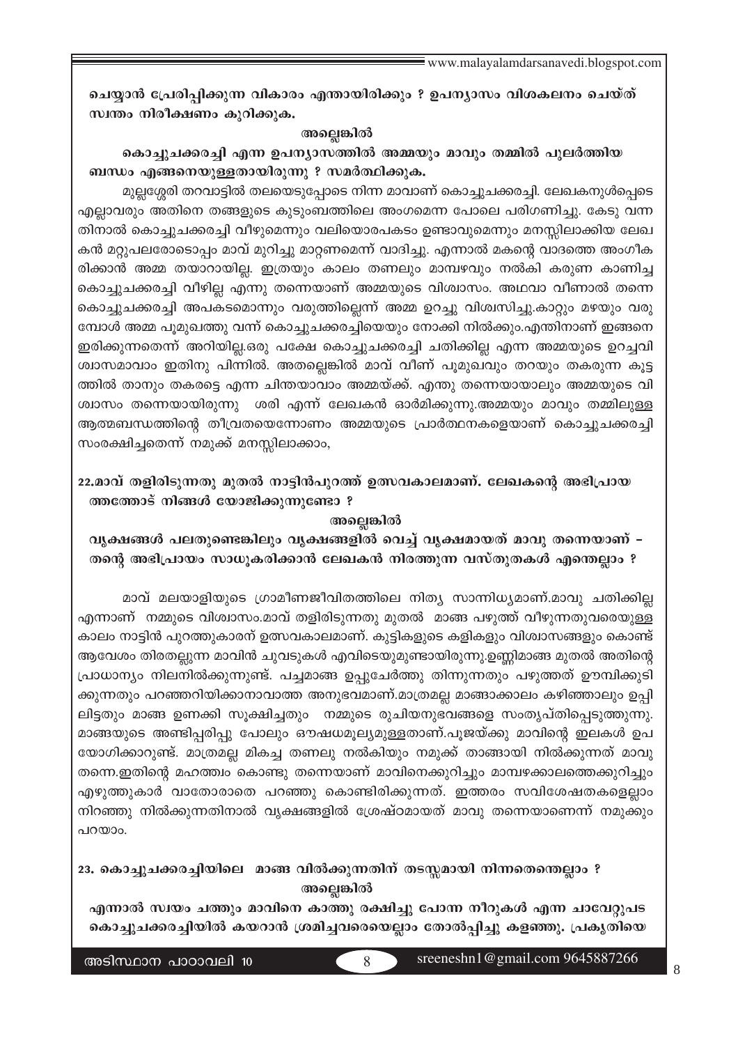**ചെയ്യാൻ പ്രേരിപ്പിക്കുന്ന വികാരം എന്തായിരിക്കും ? ഉപന്യാസം വിശകലനം ചെയ്ത് സ്വന്തം നിരീക്ഷണം കുറിക്കുക.**

**അല്ലെങ്കിൽ**

**കൊച്ചുചക്കരച്ചി എന്ന ഉപന്യാസത്തിൽ അമ്മയും മാവും തമ്മിൽ പുലർത്തിയ ബന്ധം എങ്ങനെയുള്ളതായിരുന്നു ? സമർത്ഥിക്കുക.**

മുല്ലശ്ശേരി തറവാട്ടിൽ തലയെടുപ്പോടെ നിന്ന മാവാണ് കൊച്ചുചക്കരച്ചി. ലേഖകനുൾപ്പെടെ എല്ലാവരും അതിനെ തങ്ങളുടെ കുടുംബത്തിലെ അംഗമെന്ന പോലെ പരിഗണിച്ചു. കേടു വന്ന തിനാൽ കൊച്ചുചക്കരച്ചി വീഴുമെന്നും വലിയൊരപകടം ഉണ്ടാവുമെന്നും മനസ്സിലാക്കിയ ലേഖകൻ മറ്റുപലരോടൊപ്പം മാവ് മുറിച്ചു മാറ്റണമെന്ന് വാദിച്ചു. എന്നാൽ മകന്റെ വാദത്തെ അംഗീകരിക്കാൻ അമ്മ തയാറായില്ല. ഇത്രയും കാലം തണലും മാമ്പഴവും നൽകി കരുണ കാണിച്ച കൊച്ചുചക്കരച്ചി വീഴില്ല എന്നു തന്നെയാണ് അമ്മയുടെ വിശ്വാസം. അഥവാ വീണാൽ തന്നെ കൊച്ചുചക്കരച്ചി അപകടമൊന്നും വരുത്തില്ലെന്ന് അമ്മ ഉറച്ചു വിശ്വസിച്ചു.കാറ്റും മഴയും വരുമ്പോൾ അമ്മ പൂമുഖത്തു വന്ന് കൊച്ചുചക്കരച്ചിയെയും നോക്കി നിൽക്കും.എന്തിനാണ് ഇങ്ങനെ ഇരിക്കുന്നതെന്ന് അറിയില്ല.ഒരു പക്ഷേ കൊച്ചുചക്കരച്ചി ചതിക്കില്ല എന്ന അമ്മയുടെ ഉറച്ചവിശ്വാസമാവാം ഇതിനു പിന്നിൽ. അതല്ലെങ്കിൽ മാവ് വീണ് പൂമുഖവും തറയും തകരുന്ന കൂട്ടത്തിൽ താനും തകരട്ടെ എന്ന ചിന്തയാവാം അമ്മയ്ക്ക്. എന്തു തന്നെയായാലും അമ്മയുടെ വിശ്വാസം തന്നെയായിരുന്നു ശരി എന്ന് ലേഖകൻ ഓർമിക്കുന്നു.അമ്മയും മാവും തമ്മിലുള്ള ആത്മബന്ധത്തിന്റെ തീവ്രതയെന്നോണം അമ്മയുടെ പ്രാർത്ഥനകളെയാണ് കൊച്ചുചക്കരച്ചി സംരക്ഷിച്ചതെന്ന് നമുക്ക് മനസ്സിലാക്കാം,

**22.മാവ് തളിരിടുന്നതു മുതൽ നാട്ടിൻപുറത്ത് ഉത്സവകാലമാണ്. ലേഖകന്റെ അഭിപ്രായത്തോട് നിങ്ങൾ യോജിക്കുന്നുണ്ടോ ?**

**അല്ലെങ്കിൽ**

**വൃക്ഷങ്ങൾ പലതുണ്ടെങ്കിലും വൃക്ഷങ്ങളിൽ വെച്ച് വൃക്ഷമായത് മാവു തന്നെയാണ് – തന്റെ അഭിപ്രായം സാധൂകരിക്കാൻ ലേഖകൻ നിരത്തുന്ന വസ്തുതകൾ എന്തെല്ലാം ?**

മാവ് മലയാളിയുടെ ഗ്രാമീണജീവിതത്തിലെ നിത്യ സാന്നിധ്യമാണ്.മാവു ചതിക്കില്ല എന്നാണ് നമ്മുടെ വിശ്വാസം.മാവ് തളിരിടുന്നതു മുതൽ മാങ്ങ പഴുത്ത് വീഴുന്നതുവരെയുള്ള കാലം നാട്ടിൻ പുറത്തുകാരന് ഉത്സവകാലമാണ്. കുട്ടികളുടെ കളികളും വിശ്വാസങ്ങളും കൊണ്ട് ആവേശം തിരതല്ലുന്ന മാവിൻ ചുവടുകൾ എവിടെയുമുണ്ടായിരുന്നു.ഉണ്ണിമാങ്ങ മുതൽ അതിന്റെ പ്രാധാന്യം നിലനിൽക്കുന്നുണ്ട്. പച്ചമാങ്ങ ഉപ്പുചേർത്തു തിന്നുന്നതും പഴുത്തത് ഊമ്പിക്കുടിക്കുന്നതും പറഞ്ഞറിയിക്കാനാവാത്ത അനുഭവമാണ്.മാത്രമല്ല മാങ്ങാക്കാലം കഴിഞ്ഞാലും ഉപ്പിലിട്ടതും മാങ്ങ ഉണക്കി സൂക്ഷിച്ചതും നമ്മുടെ രുചിയനുഭവങ്ങളെ സംതൃപ്തിപ്പെടുത്തുന്നു. മാങ്ങയുടെ അണ്ടിപ്പരിപ്പു പോലും ഔഷധമൂല്യമുള്ളതാണ്.പൂജയ്ക്കു മാവിന്റെ ഇലകൾ ഉപയോഗിക്കാറുണ്ട്. മാത്രമല്ല മികച്ച തണലു നൽകിയും നമുക്ക് താങ്ങായി നിൽക്കുന്നത് മാവു തന്നെ.ഇതിന്റെ മഹത്വം കൊണ്ടു തന്നെയാണ് മാവിനെക്കുറിച്ചും മാമ്പഴക്കാലത്തെക്കുറിച്ചും എഴുത്തുകാർ വാതോരാതെ പറഞ്ഞു കൊണ്ടിരിക്കുന്നത്. ഇത്തരം സവിശേഷതകളെല്ലാം നിറഞ്ഞു നിൽക്കുന്നതിനാൽ വൃക്ഷങ്ങളിൽ ശ്രേഷ്ഠമായത് മാവു തന്നെയാണെന്ന് നമുക്കും പറയാം.

**23. കൊച്ചുചക്കരച്ചിയിലെ മാങ്ങ വിൽക്കുന്നതിന് തടസ്സമായി നിന്നതെന്തെല്ലാം ?**

**അല്ലെങ്കിൽ**

**എന്നാൽ സ്വയം ചത്തും മാവിനെ കാത്തു രക്ഷിച്ചു പോന്ന നീറുകൾ എന്ന ചാവേറ്റുപട കൊച്ചുചക്കരച്ചിയിൽ കയറാൻ ശ്രമിച്ചവരെയെല്ലാം തോൽപ്പിച്ചു കളഞ്ഞു. പ്രകൃതിയെ**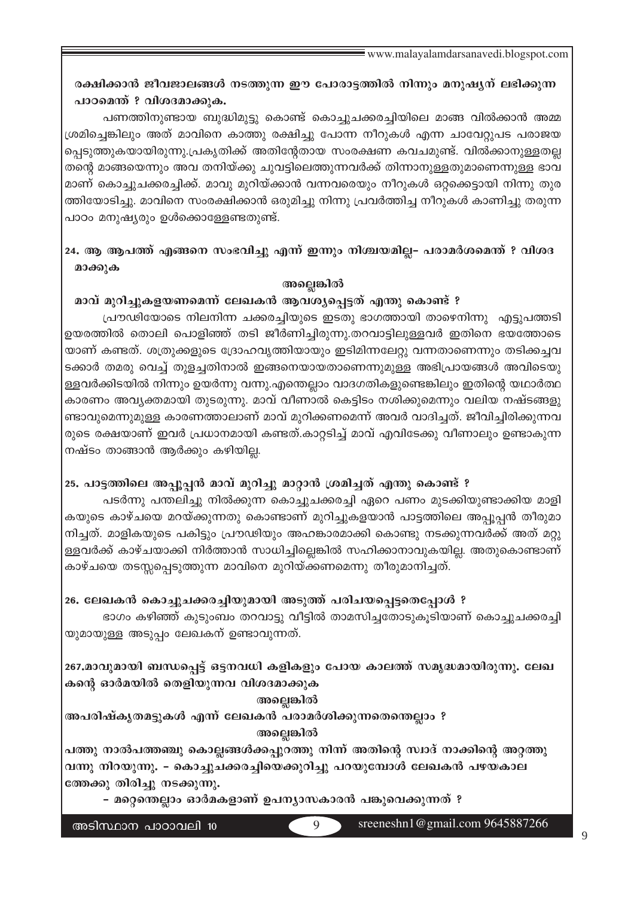**രക്ഷിക്കാൻ ജീവജാലങ്ങൾ നടത്തുന്ന ഈ പോരാട്ടത്തിൽ നിന്നും മനുഷ്യന് ലഭിക്കുന്ന പാഠമെന്ത് ? വിശദമാക്കുക.**

പണത്തിനുണ്ടായ ബുദ്ധിമുട്ടു കൊണ്ട് കൊച്ചുചക്കരച്ചിയിലെ മാങ്ങ വിൽക്കാൻ അമ്മ ശ്രമിച്ചെങ്കിലും അത് മാവിനെ കാത്തു രക്ഷിച്ചു പോന്ന നീറുകൾ എന്ന ചാവേറ്റുപട പരാജയപ്പെടുത്തുകയായിരുന്നു.പ്രകൃതിക്ക് അതിന്റേതായ സംരക്ഷണ കവചമുണ്ട്. വിൽക്കാനുള്ളതല്ല തന്റെ മാങ്ങയെന്നും അവ തനിയ്ക്കു ചുവട്ടിലെത്തുന്നവർക്ക് തിന്നാനുള്ളതുമാണെന്നുള്ള ഭാവമാണ് കൊച്ചുചക്കരച്ചിക്ക്. മാവു മുറിയ്ക്കാൻ വന്നവരെയും നീറുകൾ ഒറ്റക്കെട്ടായി നിന്നു തുരത്തിയോടിച്ചു. മാവിനെ സംരക്ഷിക്കാൻ ഒരുമിച്ചു നിന്നു പ്രവർത്തിച്ച നീറുകൾ കാണിച്ചു തരുന്ന പാഠം മനുഷ്യരും ഉൾക്കൊള്ളേണ്ടതുണ്ട്.

**24. ആ ആപത്ത് എങ്ങനെ സംഭവിച്ചു എന്ന് ഇന്നും നിശ്ചയമില്ല– പരാമർശമെന്ത് ? വിശദമാക്കുക**

**അല്ലെങ്കിൽ**

**മാവ് മുറിച്ചുകളയണമെന്ന് ലേഖകൻ ആവശ്യപ്പെട്ടത് എന്തു കൊണ്ട് ?**

പ്രൗഢിയോടെ നിലനിന്ന ചക്കരച്ചിയുടെ ഇടതു ഭാഗത്തായി താഴെനിന്നു എട്ടുപത്തടി ഉയരത്തിൽ തൊലി പൊളിഞ്ഞ് തടി ജീർണിച്ചിരുന്നു.തറവാട്ടിലുള്ളവർ ഇതിനെ ഭയത്തോടെയാണ് കണ്ടത്. ശത്രുക്കളുടെ ദ്രോഹവൃത്തിയായും ഇടിമിന്നലേറ്റു വന്നതാണെന്നും തടിക്കച്ചവടക്കാർ തമരു വെച്ച് തുളച്ചതിനാൽ ഇങ്ങനെയായതാണെന്നുമുള്ള അഭിപ്രായങ്ങൾ അവിടെയുള്ളവർക്കിടയിൽ നിന്നും ഉയർന്നു വന്നു.എന്തെല്ലാം വാദഗതികളുണ്ടെങ്കിലും ഇതിന്റെ യഥാർത്ഥ കാരണം അവ്യക്തമായി തുടരുന്നു. മാവ് വീണാൽ കെട്ടിടം നശിക്കുമെന്നും വലിയ നഷ്ടങ്ങളുണ്ടാവുമെന്നുമുള്ള കാരണത്താലാണ് മാവ് മുറിക്കണമെന്ന് അവർ വാദിച്ചത്. ജീവിച്ചിരിക്കുന്നവരുടെ രക്ഷയാണ് ഇവർ പ്രധാനമായി കണ്ടത്.കാറ്റടിച്ച് മാവ് എവിടേക്കു വീണാലും ഉണ്ടാകുന്ന നഷ്ടം താങ്ങാൻ ആർക്കും കഴിയില്ല.

**25. പാട്ടത്തിലെ അപ്പൂപ്പൻ മാവ് മുറിച്ചു മാറ്റാൻ ശ്രമിച്ചത് എന്തു കൊണ്ട് ?**

പടർന്നു പന്തലിച്ചു നിൽക്കുന്ന കൊച്ചുചക്കരച്ചി ഏറെ പണം മുടക്കിയുണ്ടാക്കിയ മാളികയുടെ കാഴ്ചയെ മറയ്ക്കുന്നതു കൊണ്ടാണ് മുറിച്ചുകളയാൻ പാട്ടത്തിലെ അപ്പൂപ്പൻ തീരുമാനിച്ചത്. മാളികയുടെ പകിട്ടും പ്രൗഢിയും അഹങ്കാരമാക്കി കൊണ്ടു നടക്കുന്നവർക്ക് അത് മറ്റുള്ളവർക്ക് കാഴ്ചയാക്കി നിർത്താൻ സാധിച്ചില്ലെങ്കിൽ സഹിക്കാനാവുകയില്ല. അതുകൊണ്ടാണ് കാഴ്ചയെ തടസ്സപ്പെടുത്തുന്ന മാവിനെ മുറിയ്ക്കണമെന്നു തീരുമാനിച്ചത്.

**26. ലേഖകൻ കൊച്ചുചക്കരച്ചിയുമായി അടുത്ത് പരിചയപ്പെട്ടതെപ്പോൾ ?**

ഭാഗം കഴിഞ്ഞ് കുടുംബം തറവാട്ടു വീട്ടിൽ താമസിച്ചതോടുകൂടിയാണ് കൊച്ചുചക്കരച്ചിയുമായുള്ള അടുപ്പം ലേഖകന് ഉണ്ടാവുന്നത്.

**267.മാവുമായി ബന്ധപ്പെട്ട് ഒട്ടനവധി കളികളും പോയ കാലത്ത് സമൃദ്ധമായിരുന്നു. ലേഖകന്റെ ഓർമയിൽ തെളിയുന്നവ വിശദമാക്കുക**

**അല്ലെങ്കിൽ**

**അപരിഷ്കൃതമട്ടുകൾ എന്ന് ലേഖകൻ പരാമർശിക്കുന്നതെന്തെല്ലാം ?**

**അല്ലെങ്കിൽ**

**പത്തു നാൽപത്തഞ്ചു കൊല്ലങ്ങൾക്കപ്പുറത്തു നിന്ന് അതിന്റെ സ്വാദ് നാക്കിന്റെ അറ്റത്തു വന്നു നിറയുന്നു. – കൊച്ചുചക്കരച്ചിയെക്കുറിച്ചു പറയുമ്പോൾ ലേഖകൻ പഴയകാലത്തേക്കു തിരിച്ചു നടക്കുന്നു.**

**– മറ്റെന്തെല്ലാം ഓർമകളാണ് ഉപന്യാസകാരൻ പങ്കുവെക്കുന്നത് ?**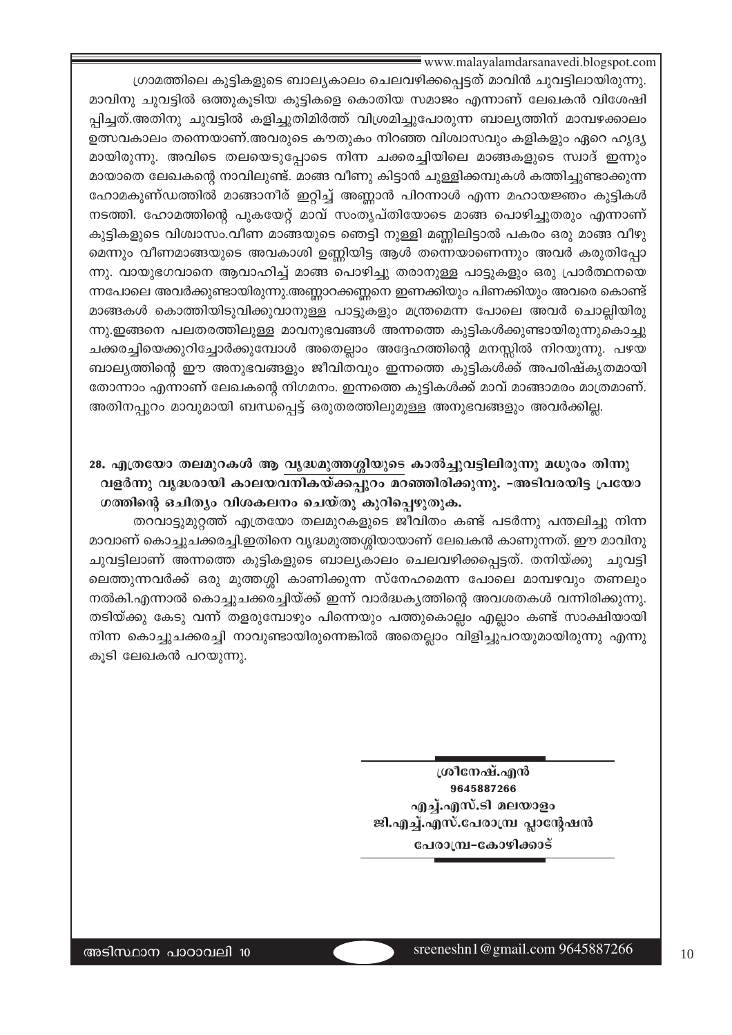ഗ്രാമത്തിലെ കുട്ടികളുടെ ബാല്യകാലം ചെലവഴിക്കപ്പെട്ടത് മാവിൻ ചുവട്ടിലായിരുന്നു. മാവിനു ചുവട്ടിൽ ഒത്തുകൂടിയ കുട്ടികളെ കൊതിയ സമാജം എന്നാണ് ലേഖകൻ വിശേഷിപ്പിച്ചത്.അതിനു ചുവട്ടിൽ കളിച്ചുതിമിർത്ത് വിശ്രമിച്ചുപോരുന്ന ബാല്യത്തിന് മാമ്പഴക്കാലം ഉത്സവകാലം തന്നെയാണ്.അവരുടെ കൗതുകം നിറഞ്ഞ വിശ്വാസവും കളികളും ഏറെ ഹൃദ്യമായിരുന്നു. അവിടെ തലയെടുപ്പോടെ നിന്ന ചക്കരച്ചിയിലെ മാങ്ങകളുടെ സ്വാദ് ഇന്നും മായാതെ ലേഖകന്റെ നാവിലുണ്ട്. മാങ്ങ വീണു കിട്ടാൻ ചുള്ളിക്കമ്പുകൾ കത്തിച്ചുണ്ടാക്കുന്ന ഹോമകുണ്ഡത്തിൽ മാങ്ങാനീര് ഇറ്റിച്ച് അണ്ണാൻ പിറന്നാൾ എന്ന മഹായജ്ഞം കുട്ടികൾ നടത്തി. ഹോമത്തിന്റെ പുകയേറ്റ് മാവ് സംതൃപ്തിയോടെ മാങ്ങ പൊഴിച്ചുതരും എന്നാണ് കുട്ടികളുടെ വിശ്വാസം.വീണ മാങ്ങയുടെ ഞെട്ടി നുള്ളി മണ്ണിലിട്ടാൽ പകരം ഒരു മാങ്ങ വീഴുമെന്നും വീണമാങ്ങയുടെ അവകാശി ഉണ്ണിയിട്ട ആൾ തന്നെയാണെന്നും അവർ കരുതിപ്പോന്നു. വായുഭഗവാനെ ആവാഹിച്ച് മാങ്ങ പൊഴിച്ചു തരാനുള്ള പാട്ടുകളും ഒരു പ്രാർത്ഥനയെന്നപോലെ അവർക്കുണ്ടായിരുന്നു.അണ്ണാറക്കണ്ണനെ ഇണക്കിയും പിണക്കിയും അവരെ കൊണ്ട് മാങ്ങകൾ കൊത്തിയിടുവിക്കുവാനുള്ള പാട്ടുകളും മന്ത്രമെന്ന പോലെ അവർ ചൊല്ലിയിരുന്നു.ഇങ്ങനെ പലതരത്തിലുള്ള മാവനുഭവങ്ങൾ അന്നത്തെ കുട്ടികൾക്കുണ്ടായിരുന്നു.കൊച്ചു ചക്കരച്ചിയെക്കുറിച്ചോർക്കുമ്പോൾ അതെല്ലാം അദ്ദേഹത്തിന്റെ മനസ്സിൽ നിറയുന്നു. പഴയ ബാല്യത്തിന്റെ ഈ അനുഭവങ്ങളും ജീവിതവും ഇന്നത്തെ കുട്ടികൾക്ക് അപരിഷ്കൃതമായി തോന്നാം എന്നാണ് ലേഖകന്റെ നിഗമനം. ഇന്നത്തെ കുട്ടികൾക്ക് മാവ് മാങ്ങാമരം മാത്രമാണ്. അതിനപ്പുറം മാവുമായി ബന്ധപ്പെട്ട് ഒരുതരത്തിലുമുള്ള അനുഭവങ്ങളും അവർക്കില്ല.

**28. എത്രയോ തലമുറകൾ ആ വൃദ്ധമുത്തശ്ശിയുടെ കാൽച്ചുവട്ടിലിരുന്നു മധുരം തിന്നു വളർന്നു വൃദ്ധരായി കാലയവനികയ്ക്കപ്പുറം മറഞ്ഞിരിക്കുന്നു. -അടിവരയിട്ട പ്രയോഗത്തിന്റെ ഔചിത്യം വിശകലനം ചെയ്തു കുറിപ്പെഴുതുക.**

തറവാട്ടുമുറ്റത്ത് എത്രയോ തലമുറകളുടെ ജീവിതം കണ്ട് പടർന്നു പന്തലിച്ചു നിന്ന മാവാണ് കൊച്ചുചക്കരച്ചി.ഇതിനെ വൃദ്ധമുത്തശ്ശിയായാണ് ലേഖകൻ കാണുന്നത്. ഈ മാവിനു ചുവട്ടിലാണ് അന്നത്തെ കുട്ടികളുടെ ബാല്യകാലം ചെലവഴിക്കപ്പെട്ടത്. തനിയ്ക്കു ചുവട്ടിലെത്തുന്നവർക്ക് ഒരു മുത്തശ്ശി കാണിക്കുന്ന സ്നേഹമെന്ന പോലെ മാമ്പഴവും തണലും നൽകി.എന്നാൽ കൊച്ചുചക്കരച്ചിയ്ക്ക് ഇന്ന് വാർദ്ധക്യത്തിന്റെ അവശതകൾ വന്നിരിക്കുന്നു. തടിയ്ക്കു കേടു വന്ന് തളരുമ്പോഴും പിന്നെയും പത്തുകൊല്ലം എല്ലാം കണ്ട് സാക്ഷിയായി നിന്ന കൊച്ചുചക്കരച്ചി നാവുണ്ടായിരുന്നെങ്കിൽ അതെല്ലാം വിളിച്ചുപറയുമായിരുന്നു എന്നു കൂടി ലേഖകൻ പറയുന്നു.

**ശ്രീനേഷ്.എൻ**
**9645887266**
**എച്ച്.എസ്.ടി മലയാളം**
**ജി.എച്ച്.എസ്.പേരാമ്പ്ര പ്ലാന്റേഷൻ**
**പേരാമ്പ്ര-കോഴിക്കോട്**